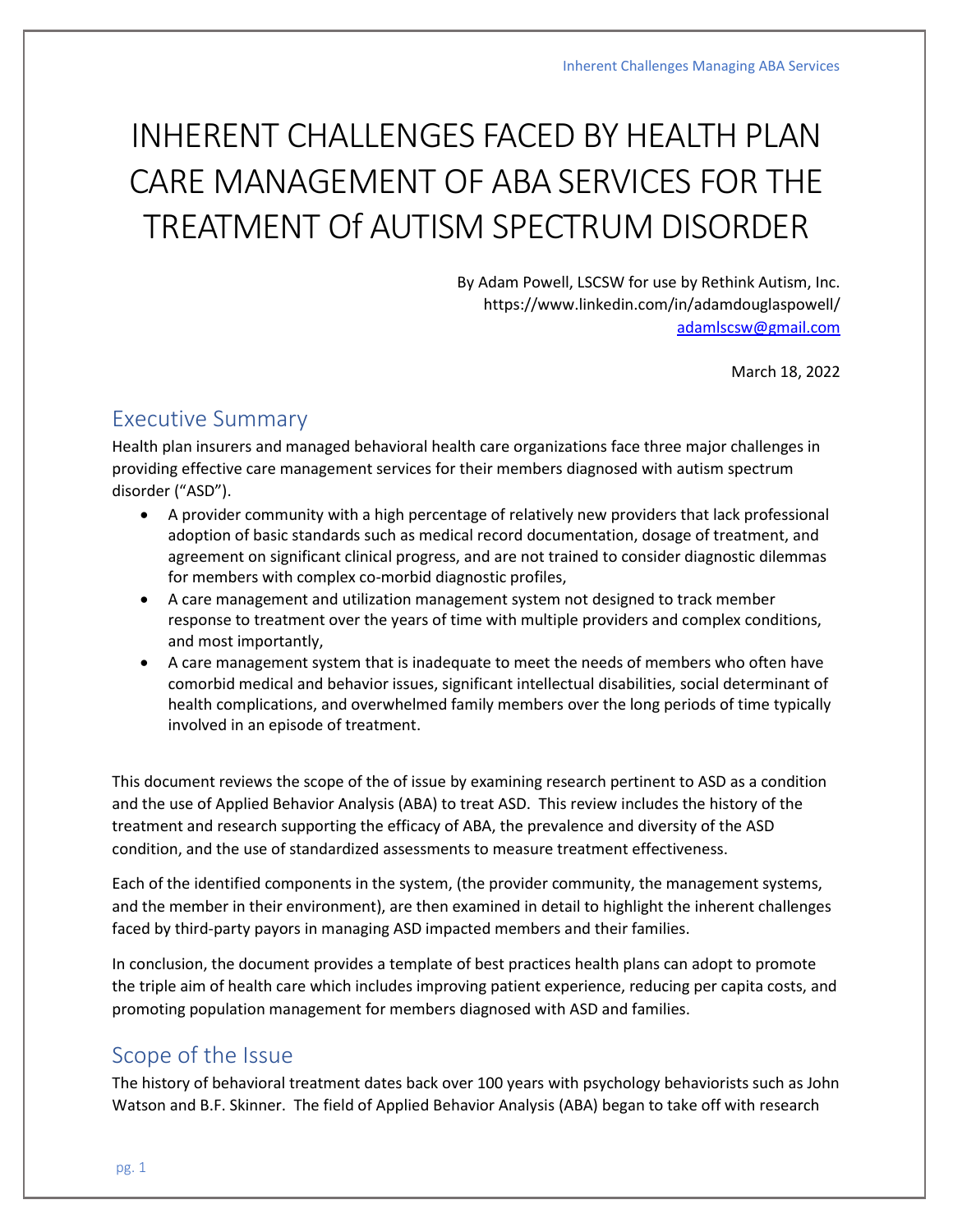# INHERENT CHALLENGES FACED BY HEALTH PLAN CARE MANAGEMENT OF ABA SERVICES FOR THE TREATMENT Of AUTISM SPECTRUM DISORDER

By Adam Powell, LSCSW for use by Rethink Autism, Inc.
https://www.linkedin.com/in/adamdouglaspowell/
adamlscsw@gmail.com

March 18, 2022

## Executive Summary

Health plan insurers and managed behavioral health care organizations face three major challenges in providing effective care management services for their members diagnosed with autism spectrum disorder ("ASD").

- A provider community with a high percentage of relatively new providers that lack professional adoption of basic standards such as medical record documentation, dosage of treatment, and agreement on significant clinical progress, and are not trained to consider diagnostic dilemmas for members with complex co-morbid diagnostic profiles,
- A care management and utilization management system not designed to track member response to treatment over the years of time with multiple providers and complex conditions, and most importantly,
- A care management system that is inadequate to meet the needs of members who often have comorbid medical and behavior issues, significant intellectual disabilities, social determinant of health complications, and overwhelmed family members over the long periods of time typically involved in an episode of treatment.

This document reviews the scope of the of issue by examining research pertinent to ASD as a condition and the use of Applied Behavior Analysis (ABA) to treat ASD. This review includes the history of the treatment and research supporting the efficacy of ABA, the prevalence and diversity of the ASD condition, and the use of standardized assessments to measure treatment effectiveness.

Each of the identified components in the system, (the provider community, the management systems, and the member in their environment), are then examined in detail to highlight the inherent challenges faced by third-party payors in managing ASD impacted members and their families.

In conclusion, the document provides a template of best practices health plans can adopt to promote the triple aim of health care which includes improving patient experience, reducing per capita costs, and promoting population management for members diagnosed with ASD and families.

## Scope of the Issue

The history of behavioral treatment dates back over 100 years with psychology behaviorists such as John Watson and B.F. Skinner. The field of Applied Behavior Analysis (ABA) began to take off with research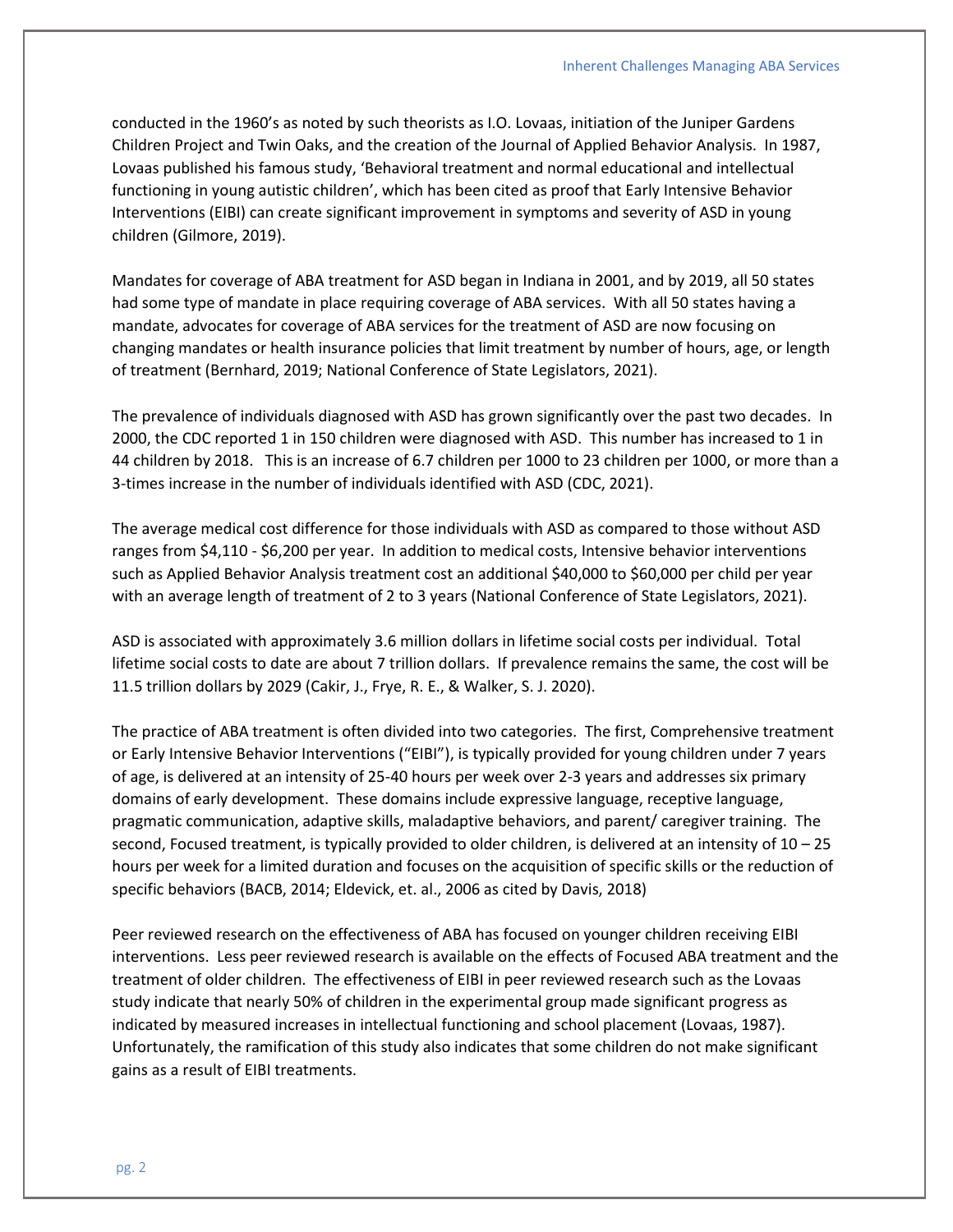conducted in the 1960's as noted by such theorists as I.O. Lovaas, initiation of the Juniper Gardens Children Project and Twin Oaks, and the creation of the Journal of Applied Behavior Analysis. In 1987, Lovaas published his famous study, 'Behavioral treatment and normal educational and intellectual functioning in young autistic children', which has been cited as proof that Early Intensive Behavior Interventions (EIBI) can create significant improvement in symptoms and severity of ASD in young children (Gilmore, 2019).

Mandates for coverage of ABA treatment for ASD began in Indiana in 2001, and by 2019, all 50 states had some type of mandate in place requiring coverage of ABA services. With all 50 states having a mandate, advocates for coverage of ABA services for the treatment of ASD are now focusing on changing mandates or health insurance policies that limit treatment by number of hours, age, or length of treatment (Bernhard, 2019; National Conference of State Legislators, 2021).

The prevalence of individuals diagnosed with ASD has grown significantly over the past two decades. In 2000, the CDC reported 1 in 150 children were diagnosed with ASD. This number has increased to 1 in 44 children by 2018. This is an increase of 6.7 children per 1000 to 23 children per 1000, or more than a 3-times increase in the number of individuals identified with ASD (CDC, 2021).

The average medical cost difference for those individuals with ASD as compared to those without ASD ranges from $4,110 - $6,200 per year. In addition to medical costs, Intensive behavior interventions such as Applied Behavior Analysis treatment cost an additional $40,000 to $60,000 per child per year with an average length of treatment of 2 to 3 years (National Conference of State Legislators, 2021).

ASD is associated with approximately 3.6 million dollars in lifetime social costs per individual. Total lifetime social costs to date are about 7 trillion dollars. If prevalence remains the same, the cost will be 11.5 trillion dollars by 2029 (Cakir, J., Frye, R. E., & Walker, S. J. 2020).

The practice of ABA treatment is often divided into two categories. The first, Comprehensive treatment or Early Intensive Behavior Interventions ("EIBI"), is typically provided for young children under 7 years of age, is delivered at an intensity of 25-40 hours per week over 2-3 years and addresses six primary domains of early development. These domains include expressive language, receptive language, pragmatic communication, adaptive skills, maladaptive behaviors, and parent/ caregiver training. The second, Focused treatment, is typically provided to older children, is delivered at an intensity of 10 – 25 hours per week for a limited duration and focuses on the acquisition of specific skills or the reduction of specific behaviors (BACB, 2014; Eldevick, et. al., 2006 as cited by Davis, 2018)

Peer reviewed research on the effectiveness of ABA has focused on younger children receiving EIBI interventions. Less peer reviewed research is available on the effects of Focused ABA treatment and the treatment of older children. The effectiveness of EIBI in peer reviewed research such as the Lovaas study indicate that nearly 50% of children in the experimental group made significant progress as indicated by measured increases in intellectual functioning and school placement (Lovaas, 1987). Unfortunately, the ramification of this study also indicates that some children do not make significant gains as a result of EIBI treatments.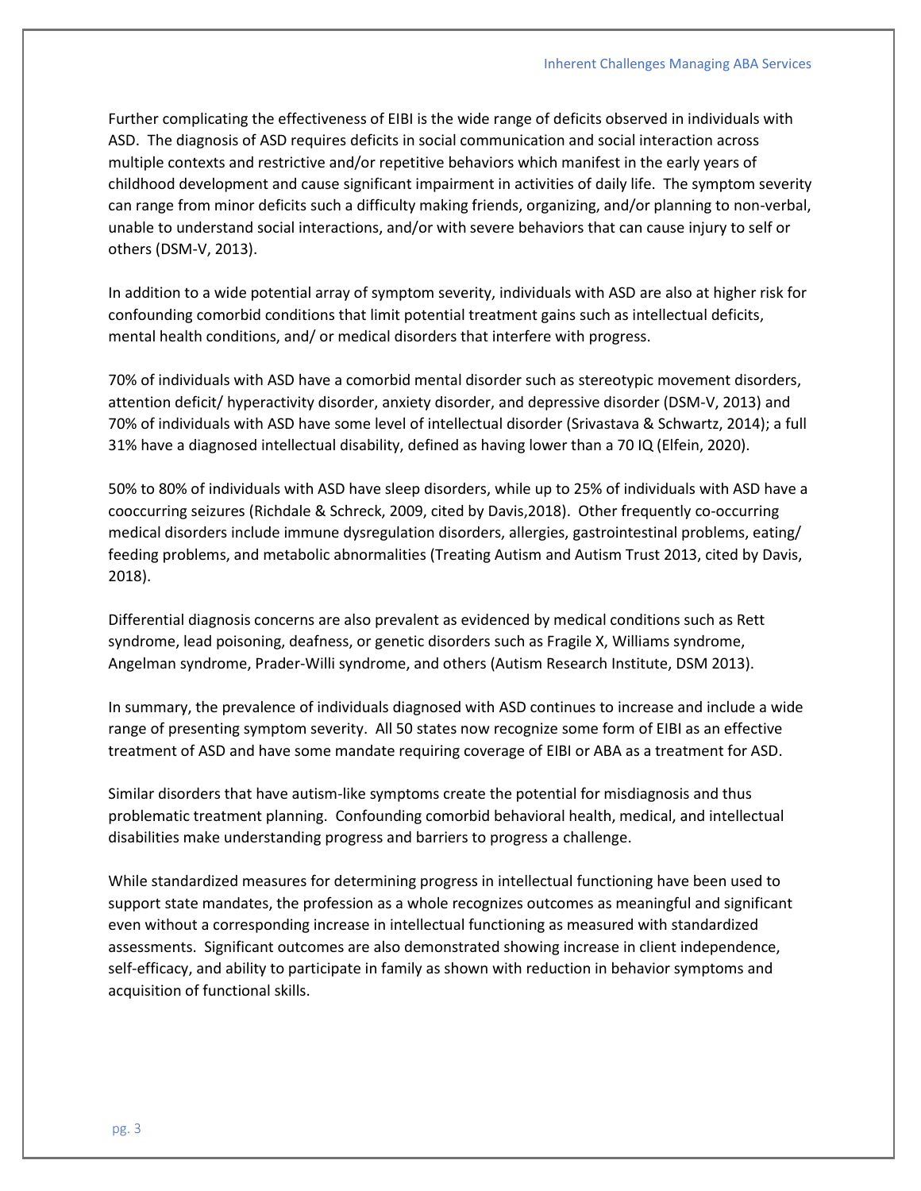Further complicating the effectiveness of EIBI is the wide range of deficits observed in individuals with ASD. The diagnosis of ASD requires deficits in social communication and social interaction across multiple contexts and restrictive and/or repetitive behaviors which manifest in the early years of childhood development and cause significant impairment in activities of daily life. The symptom severity can range from minor deficits such a difficulty making friends, organizing, and/or planning to non-verbal, unable to understand social interactions, and/or with severe behaviors that can cause injury to self or others (DSM-V, 2013).

In addition to a wide potential array of symptom severity, individuals with ASD are also at higher risk for confounding comorbid conditions that limit potential treatment gains such as intellectual deficits, mental health conditions, and/ or medical disorders that interfere with progress.

70% of individuals with ASD have a comorbid mental disorder such as stereotypic movement disorders, attention deficit/ hyperactivity disorder, anxiety disorder, and depressive disorder (DSM-V, 2013) and 70% of individuals with ASD have some level of intellectual disorder (Srivastava & Schwartz, 2014); a full 31% have a diagnosed intellectual disability, defined as having lower than a 70 IQ (Elfein, 2020).

50% to 80% of individuals with ASD have sleep disorders, while up to 25% of individuals with ASD have a cooccurring seizures (Richdale & Schreck, 2009, cited by Davis,2018). Other frequently co-occurring medical disorders include immune dysregulation disorders, allergies, gastrointestinal problems, eating/ feeding problems, and metabolic abnormalities (Treating Autism and Autism Trust 2013, cited by Davis, 2018).

Differential diagnosis concerns are also prevalent as evidenced by medical conditions such as Rett syndrome, lead poisoning, deafness, or genetic disorders such as Fragile X, Williams syndrome, Angelman syndrome, Prader-Willi syndrome, and others (Autism Research Institute, DSM 2013).

In summary, the prevalence of individuals diagnosed with ASD continues to increase and include a wide range of presenting symptom severity. All 50 states now recognize some form of EIBI as an effective treatment of ASD and have some mandate requiring coverage of EIBI or ABA as a treatment for ASD.

Similar disorders that have autism-like symptoms create the potential for misdiagnosis and thus problematic treatment planning. Confounding comorbid behavioral health, medical, and intellectual disabilities make understanding progress and barriers to progress a challenge.

While standardized measures for determining progress in intellectual functioning have been used to support state mandates, the profession as a whole recognizes outcomes as meaningful and significant even without a corresponding increase in intellectual functioning as measured with standardized assessments. Significant outcomes are also demonstrated showing increase in client independence, self-efficacy, and ability to participate in family as shown with reduction in behavior symptoms and acquisition of functional skills.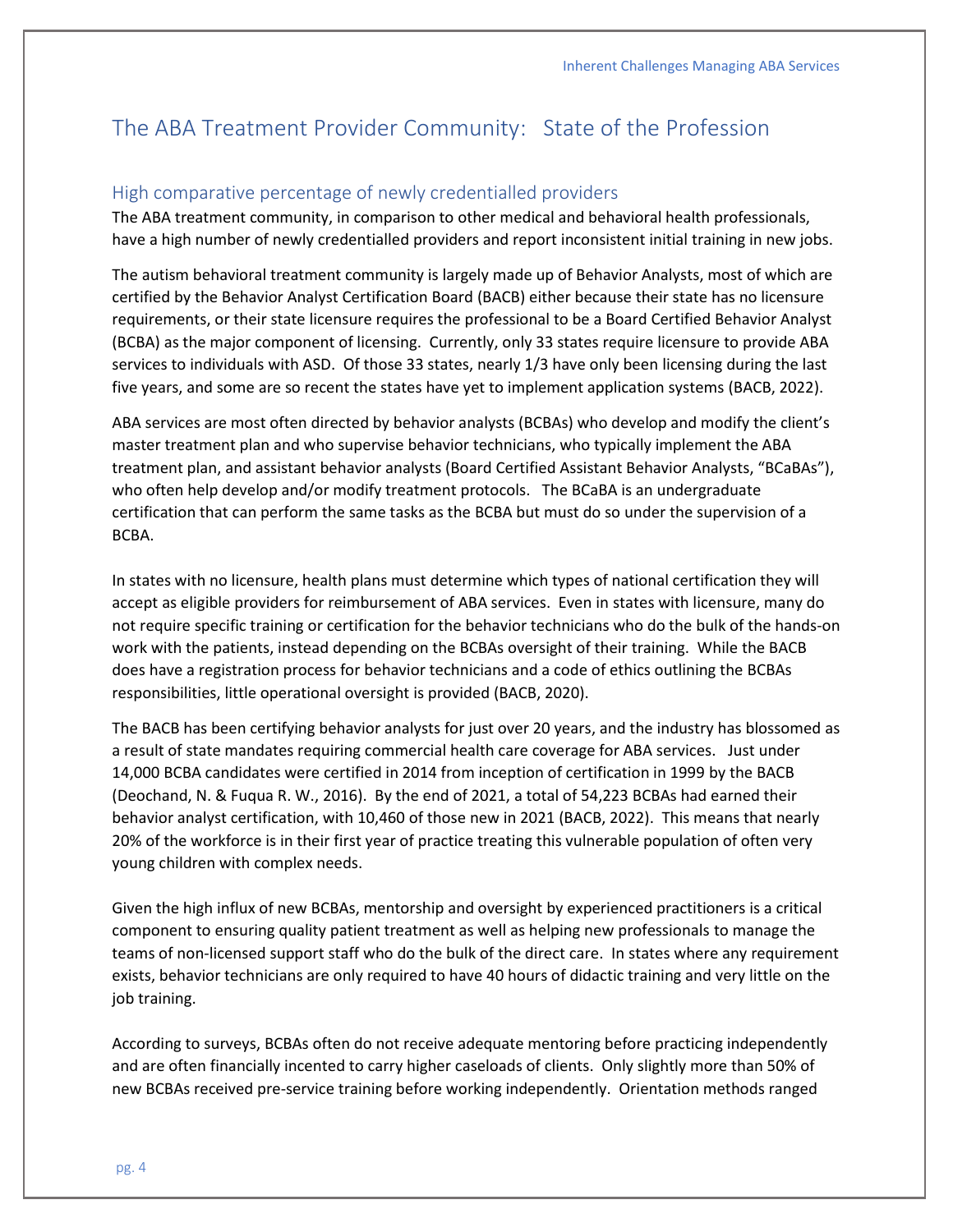# The ABA Treatment Provider Community: State of the Profession

## High comparative percentage of newly credentialled providers

The ABA treatment community, in comparison to other medical and behavioral health professionals, have a high number of newly credentialled providers and report inconsistent initial training in new jobs.

The autism behavioral treatment community is largely made up of Behavior Analysts, most of which are certified by the Behavior Analyst Certification Board (BACB) either because their state has no licensure requirements, or their state licensure requires the professional to be a Board Certified Behavior Analyst (BCBA) as the major component of licensing. Currently, only 33 states require licensure to provide ABA services to individuals with ASD. Of those 33 states, nearly 1/3 have only been licensing during the last five years, and some are so recent the states have yet to implement application systems (BACB, 2022).

ABA services are most often directed by behavior analysts (BCBAs) who develop and modify the client's master treatment plan and who supervise behavior technicians, who typically implement the ABA treatment plan, and assistant behavior analysts (Board Certified Assistant Behavior Analysts, "BCaBAs"), who often help develop and/or modify treatment protocols. The BCaBA is an undergraduate certification that can perform the same tasks as the BCBA but must do so under the supervision of a BCBA.

In states with no licensure, health plans must determine which types of national certification they will accept as eligible providers for reimbursement of ABA services. Even in states with licensure, many do not require specific training or certification for the behavior technicians who do the bulk of the hands-on work with the patients, instead depending on the BCBAs oversight of their training. While the BACB does have a registration process for behavior technicians and a code of ethics outlining the BCBAs responsibilities, little operational oversight is provided (BACB, 2020).

The BACB has been certifying behavior analysts for just over 20 years, and the industry has blossomed as a result of state mandates requiring commercial health care coverage for ABA services. Just under 14,000 BCBA candidates were certified in 2014 from inception of certification in 1999 by the BACB (Deochand, N. & Fuqua R. W., 2016). By the end of 2021, a total of 54,223 BCBAs had earned their behavior analyst certification, with 10,460 of those new in 2021 (BACB, 2022). This means that nearly 20% of the workforce is in their first year of practice treating this vulnerable population of often very young children with complex needs.

Given the high influx of new BCBAs, mentorship and oversight by experienced practitioners is a critical component to ensuring quality patient treatment as well as helping new professionals to manage the teams of non-licensed support staff who do the bulk of the direct care. In states where any requirement exists, behavior technicians are only required to have 40 hours of didactic training and very little on the job training.

According to surveys, BCBAs often do not receive adequate mentoring before practicing independently and are often financially incented to carry higher caseloads of clients. Only slightly more than 50% of new BCBAs received pre-service training before working independently. Orientation methods ranged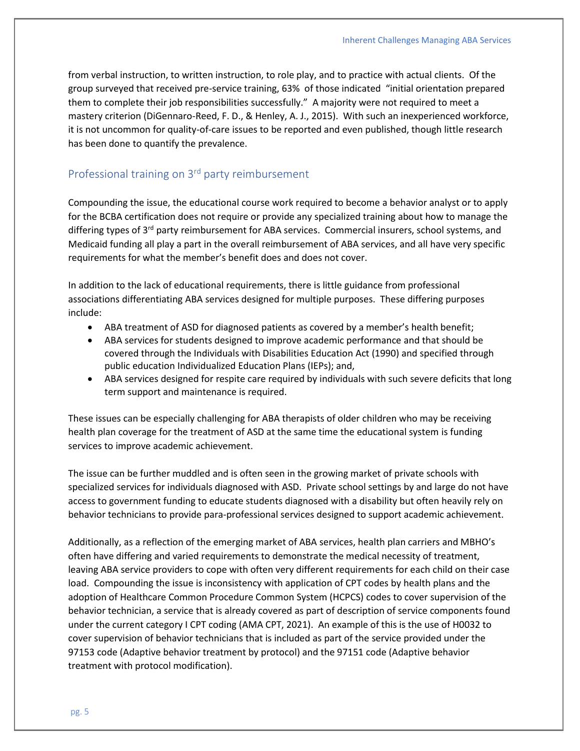from verbal instruction, to written instruction, to role play, and to practice with actual clients. Of the group surveyed that received pre-service training, 63% of those indicated "initial orientation prepared them to complete their job responsibilities successfully." A majority were not required to meet a mastery criterion (DiGennaro-Reed, F. D., & Henley, A. J., 2015). With such an inexperienced workforce, it is not uncommon for quality-of-care issues to be reported and even published, though little research has been done to quantify the prevalence.

## Professional training on 3rd party reimbursement

Compounding the issue, the educational course work required to become a behavior analyst or to apply for the BCBA certification does not require or provide any specialized training about how to manage the differing types of 3rd party reimbursement for ABA services. Commercial insurers, school systems, and Medicaid funding all play a part in the overall reimbursement of ABA services, and all have very specific requirements for what the member's benefit does and does not cover.

In addition to the lack of educational requirements, there is little guidance from professional associations differentiating ABA services designed for multiple purposes. These differing purposes include:

- ABA treatment of ASD for diagnosed patients as covered by a member's health benefit;
- ABA services for students designed to improve academic performance and that should be covered through the Individuals with Disabilities Education Act (1990) and specified through public education Individualized Education Plans (IEPs); and,
- ABA services designed for respite care required by individuals with such severe deficits that long term support and maintenance is required.

These issues can be especially challenging for ABA therapists of older children who may be receiving health plan coverage for the treatment of ASD at the same time the educational system is funding services to improve academic achievement.

The issue can be further muddled and is often seen in the growing market of private schools with specialized services for individuals diagnosed with ASD. Private school settings by and large do not have access to government funding to educate students diagnosed with a disability but often heavily rely on behavior technicians to provide para-professional services designed to support academic achievement.

Additionally, as a reflection of the emerging market of ABA services, health plan carriers and MBHO's often have differing and varied requirements to demonstrate the medical necessity of treatment, leaving ABA service providers to cope with often very different requirements for each child on their case load. Compounding the issue is inconsistency with application of CPT codes by health plans and the adoption of Healthcare Common Procedure Common System (HCPCS) codes to cover supervision of the behavior technician, a service that is already covered as part of description of service components found under the current category I CPT coding (AMA CPT, 2021). An example of this is the use of H0032 to cover supervision of behavior technicians that is included as part of the service provided under the 97153 code (Adaptive behavior treatment by protocol) and the 97151 code (Adaptive behavior treatment with protocol modification).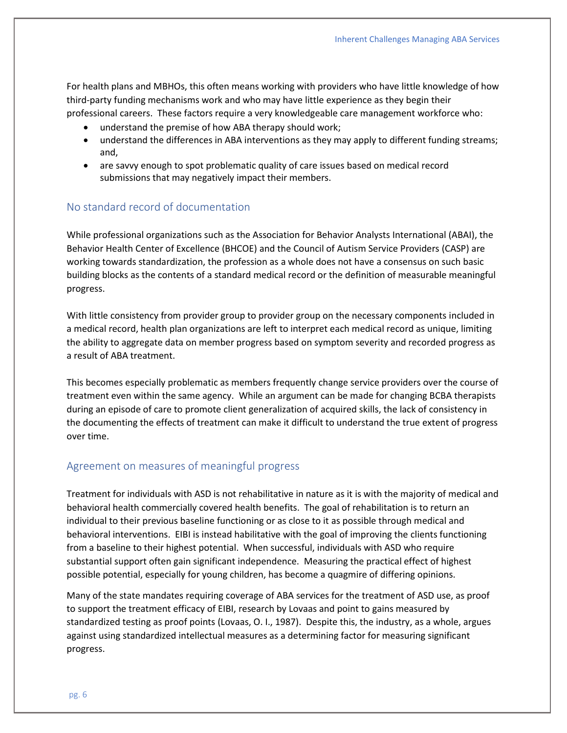For health plans and MBHOs, this often means working with providers who have little knowledge of how third-party funding mechanisms work and who may have little experience as they begin their professional careers. These factors require a very knowledgeable care management workforce who:

- understand the premise of how ABA therapy should work;
- understand the differences in ABA interventions as they may apply to different funding streams; and,
- are savvy enough to spot problematic quality of care issues based on medical record submissions that may negatively impact their members.

## No standard record of documentation

While professional organizations such as the Association for Behavior Analysts International (ABAI), the Behavior Health Center of Excellence (BHCOE) and the Council of Autism Service Providers (CASP) are working towards standardization, the profession as a whole does not have a consensus on such basic building blocks as the contents of a standard medical record or the definition of measurable meaningful progress.

With little consistency from provider group to provider group on the necessary components included in a medical record, health plan organizations are left to interpret each medical record as unique, limiting the ability to aggregate data on member progress based on symptom severity and recorded progress as a result of ABA treatment.

This becomes especially problematic as members frequently change service providers over the course of treatment even within the same agency. While an argument can be made for changing BCBA therapists during an episode of care to promote client generalization of acquired skills, the lack of consistency in the documenting the effects of treatment can make it difficult to understand the true extent of progress over time.

## Agreement on measures of meaningful progress

Treatment for individuals with ASD is not rehabilitative in nature as it is with the majority of medical and behavioral health commercially covered health benefits. The goal of rehabilitation is to return an individual to their previous baseline functioning or as close to it as possible through medical and behavioral interventions. EIBI is instead habilitative with the goal of improving the clients functioning from a baseline to their highest potential. When successful, individuals with ASD who require substantial support often gain significant independence. Measuring the practical effect of highest possible potential, especially for young children, has become a quagmire of differing opinions.

Many of the state mandates requiring coverage of ABA services for the treatment of ASD use, as proof to support the treatment efficacy of EIBI, research by Lovaas and point to gains measured by standardized testing as proof points (Lovaas, O. I., 1987). Despite this, the industry, as a whole, argues against using standardized intellectual measures as a determining factor for measuring significant progress.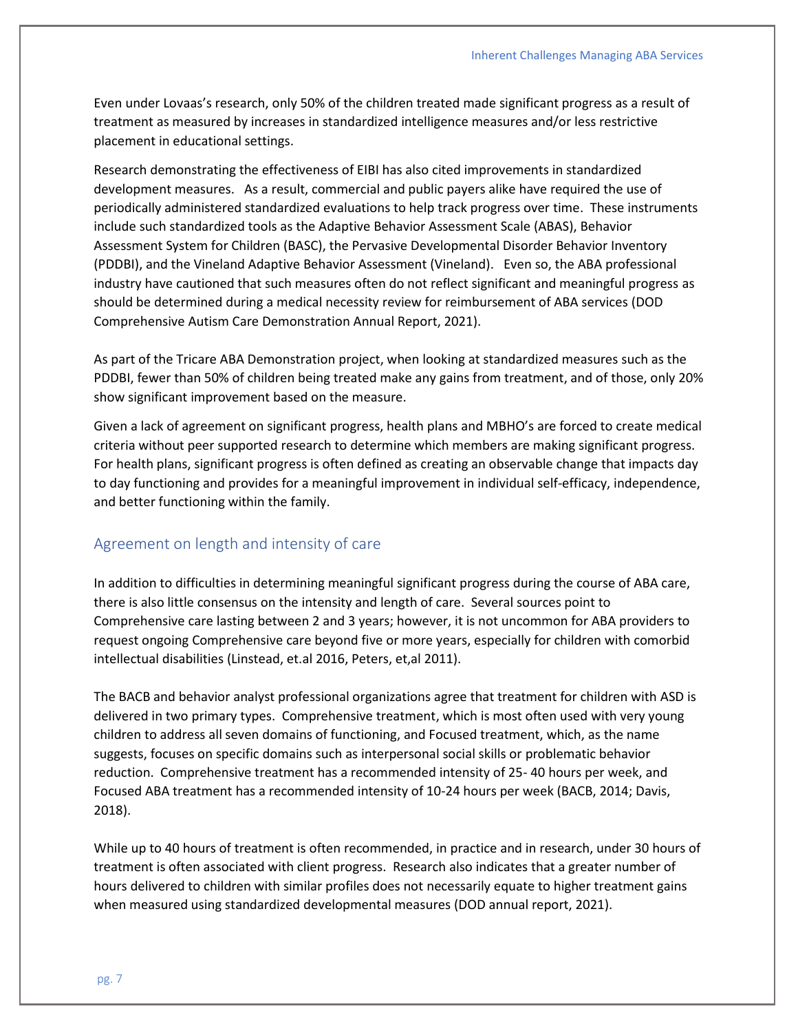Even under Lovaas's research, only 50% of the children treated made significant progress as a result of treatment as measured by increases in standardized intelligence measures and/or less restrictive placement in educational settings.

Research demonstrating the effectiveness of EIBI has also cited improvements in standardized development measures.   As a result, commercial and public payers alike have required the use of periodically administered standardized evaluations to help track progress over time.  These instruments include such standardized tools as the Adaptive Behavior Assessment Scale (ABAS), Behavior Assessment System for Children (BASC), the Pervasive Developmental Disorder Behavior Inventory (PDDBI), and the Vineland Adaptive Behavior Assessment (Vineland).   Even so, the ABA professional industry have cautioned that such measures often do not reflect significant and meaningful progress as should be determined during a medical necessity review for reimbursement of ABA services (DOD Comprehensive Autism Care Demonstration Annual Report, 2021).

As part of the Tricare ABA Demonstration project, when looking at standardized measures such as the PDDBI, fewer than 50% of children being treated make any gains from treatment, and of those, only 20% show significant improvement based on the measure.

Given a lack of agreement on significant progress, health plans and MBHO's are forced to create medical criteria without peer supported research to determine which members are making significant progress. For health plans, significant progress is often defined as creating an observable change that impacts day to day functioning and provides for a meaningful improvement in individual self-efficacy, independence, and better functioning within the family.

## Agreement on length and intensity of care

In addition to difficulties in determining meaningful significant progress during the course of ABA care, there is also little consensus on the intensity and length of care.  Several sources point to Comprehensive care lasting between 2 and 3 years; however, it is not uncommon for ABA providers to request ongoing Comprehensive care beyond five or more years, especially for children with comorbid intellectual disabilities (Linstead, et.al 2016, Peters, et,al 2011).

The BACB and behavior analyst professional organizations agree that treatment for children with ASD is delivered in two primary types.  Comprehensive treatment, which is most often used with very young children to address all seven domains of functioning, and Focused treatment, which, as the name suggests, focuses on specific domains such as interpersonal social skills or problematic behavior reduction.  Comprehensive treatment has a recommended intensity of 25- 40 hours per week, and Focused ABA treatment has a recommended intensity of 10-24 hours per week (BACB, 2014; Davis, 2018).

While up to 40 hours of treatment is often recommended, in practice and in research, under 30 hours of treatment is often associated with client progress.  Research also indicates that a greater number of hours delivered to children with similar profiles does not necessarily equate to higher treatment gains when measured using standardized developmental measures (DOD annual report, 2021).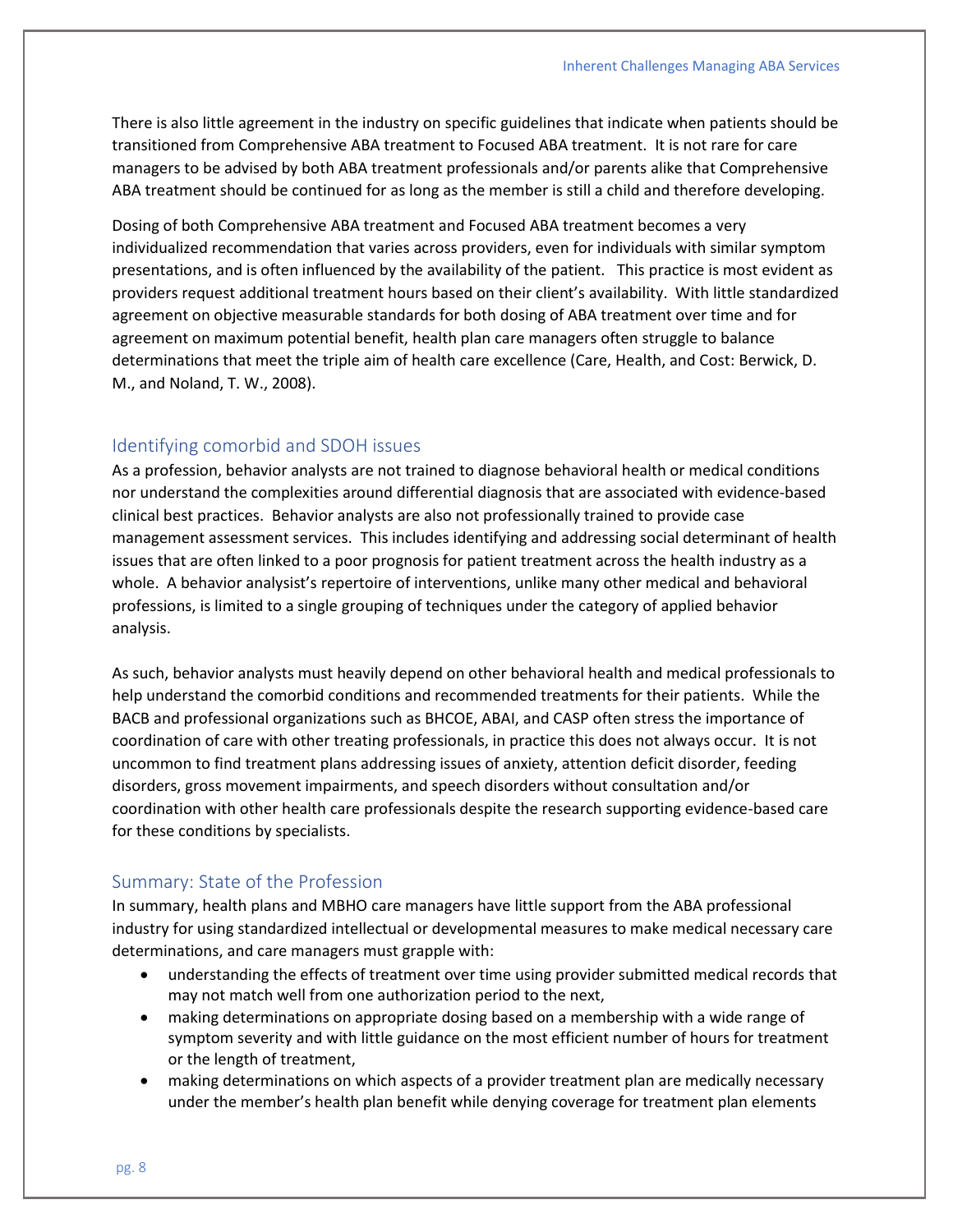There is also little agreement in the industry on specific guidelines that indicate when patients should be transitioned from Comprehensive ABA treatment to Focused ABA treatment. It is not rare for care managers to be advised by both ABA treatment professionals and/or parents alike that Comprehensive ABA treatment should be continued for as long as the member is still a child and therefore developing.

Dosing of both Comprehensive ABA treatment and Focused ABA treatment becomes a very individualized recommendation that varies across providers, even for individuals with similar symptom presentations, and is often influenced by the availability of the patient. This practice is most evident as providers request additional treatment hours based on their client's availability. With little standardized agreement on objective measurable standards for both dosing of ABA treatment over time and for agreement on maximum potential benefit, health plan care managers often struggle to balance determinations that meet the triple aim of health care excellence (Care, Health, and Cost: Berwick, D. M., and Noland, T. W., 2008).

## Identifying comorbid and SDOH issues

As a profession, behavior analysts are not trained to diagnose behavioral health or medical conditions nor understand the complexities around differential diagnosis that are associated with evidence-based clinical best practices. Behavior analysts are also not professionally trained to provide case management assessment services. This includes identifying and addressing social determinant of health issues that are often linked to a poor prognosis for patient treatment across the health industry as a whole. A behavior analyst's repertoire of interventions, unlike many other medical and behavioral professions, is limited to a single grouping of techniques under the category of applied behavior analysis.

As such, behavior analysts must heavily depend on other behavioral health and medical professionals to help understand the comorbid conditions and recommended treatments for their patients. While the BACB and professional organizations such as BHCOE, ABAI, and CASP often stress the importance of coordination of care with other treating professionals, in practice this does not always occur. It is not uncommon to find treatment plans addressing issues of anxiety, attention deficit disorder, feeding disorders, gross movement impairments, and speech disorders without consultation and/or coordination with other health care professionals despite the research supporting evidence-based care for these conditions by specialists.

## Summary: State of the Profession

In summary, health plans and MBHO care managers have little support from the ABA professional industry for using standardized intellectual or developmental measures to make medical necessary care determinations, and care managers must grapple with:

- understanding the effects of treatment over time using provider submitted medical records that may not match well from one authorization period to the next,
- making determinations on appropriate dosing based on a membership with a wide range of symptom severity and with little guidance on the most efficient number of hours for treatment or the length of treatment,
- making determinations on which aspects of a provider treatment plan are medically necessary under the member's health plan benefit while denying coverage for treatment plan elements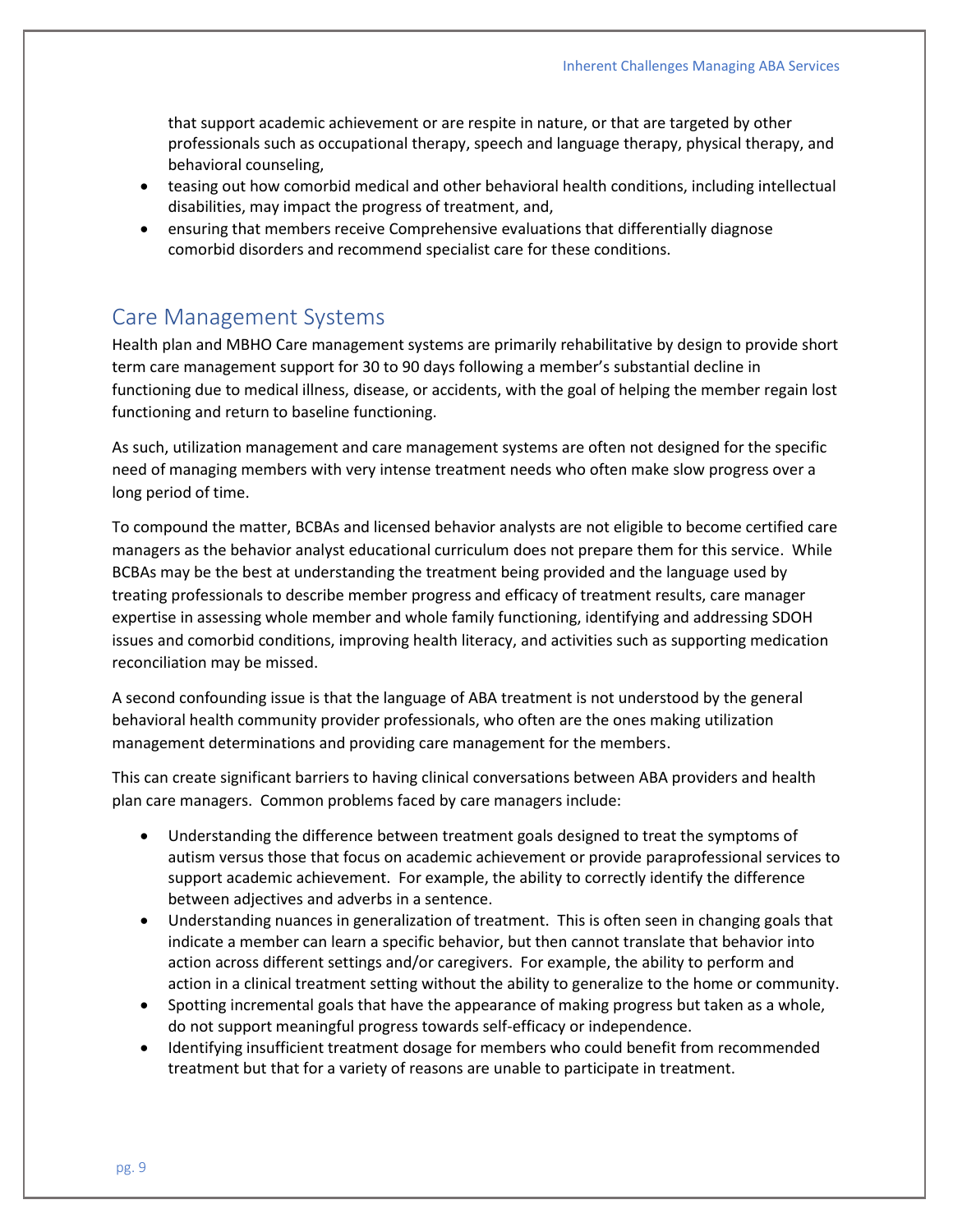that support academic achievement or are respite in nature, or that are targeted by other professionals such as occupational therapy, speech and language therapy, physical therapy, and behavioral counseling,

- teasing out how comorbid medical and other behavioral health conditions, including intellectual disabilities, may impact the progress of treatment, and,
- ensuring that members receive Comprehensive evaluations that differentially diagnose comorbid disorders and recommend specialist care for these conditions.

## Care Management Systems

Health plan and MBHO Care management systems are primarily rehabilitative by design to provide short term care management support for 30 to 90 days following a member's substantial decline in functioning due to medical illness, disease, or accidents, with the goal of helping the member regain lost functioning and return to baseline functioning.

As such, utilization management and care management systems are often not designed for the specific need of managing members with very intense treatment needs who often make slow progress over a long period of time.

To compound the matter, BCBAs and licensed behavior analysts are not eligible to become certified care managers as the behavior analyst educational curriculum does not prepare them for this service. While BCBAs may be the best at understanding the treatment being provided and the language used by treating professionals to describe member progress and efficacy of treatment results, care manager expertise in assessing whole member and whole family functioning, identifying and addressing SDOH issues and comorbid conditions, improving health literacy, and activities such as supporting medication reconciliation may be missed.

A second confounding issue is that the language of ABA treatment is not understood by the general behavioral health community provider professionals, who often are the ones making utilization management determinations and providing care management for the members.

This can create significant barriers to having clinical conversations between ABA providers and health plan care managers. Common problems faced by care managers include:

- Understanding the difference between treatment goals designed to treat the symptoms of autism versus those that focus on academic achievement or provide paraprofessional services to support academic achievement. For example, the ability to correctly identify the difference between adjectives and adverbs in a sentence.
- Understanding nuances in generalization of treatment. This is often seen in changing goals that indicate a member can learn a specific behavior, but then cannot translate that behavior into action across different settings and/or caregivers. For example, the ability to perform and action in a clinical treatment setting without the ability to generalize to the home or community.
- Spotting incremental goals that have the appearance of making progress but taken as a whole, do not support meaningful progress towards self-efficacy or independence.
- Identifying insufficient treatment dosage for members who could benefit from recommended treatment but that for a variety of reasons are unable to participate in treatment.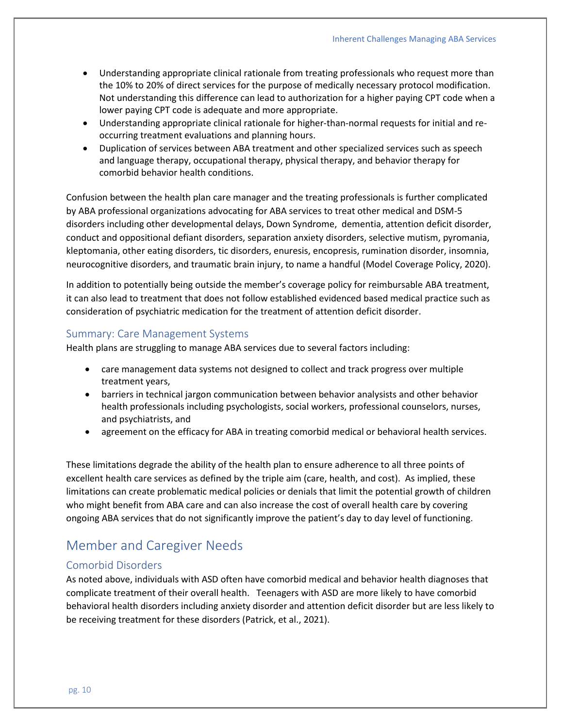- Understanding appropriate clinical rationale from treating professionals who request more than the 10% to 20% of direct services for the purpose of medically necessary protocol modification. Not understanding this difference can lead to authorization for a higher paying CPT code when a lower paying CPT code is adequate and more appropriate.
- Understanding appropriate clinical rationale for higher-than-normal requests for initial and re-occurring treatment evaluations and planning hours.
- Duplication of services between ABA treatment and other specialized services such as speech and language therapy, occupational therapy, physical therapy, and behavior therapy for comorbid behavior health conditions.

Confusion between the health plan care manager and the treating professionals is further complicated by ABA professional organizations advocating for ABA services to treat other medical and DSM-5 disorders including other developmental delays, Down Syndrome, dementia, attention deficit disorder, conduct and oppositional defiant disorders, separation anxiety disorders, selective mutism, pyromania, kleptomania, other eating disorders, tic disorders, enuresis, encopresis, rumination disorder, insomnia, neurocognitive disorders, and traumatic brain injury, to name a handful (Model Coverage Policy, 2020).

In addition to potentially being outside the member's coverage policy for reimbursable ABA treatment, it can also lead to treatment that does not follow established evidenced based medical practice such as consideration of psychiatric medication for the treatment of attention deficit disorder.

### Summary: Care Management Systems

Health plans are struggling to manage ABA services due to several factors including:

- care management data systems not designed to collect and track progress over multiple treatment years,
- barriers in technical jargon communication between behavior analysts and other behavior health professionals including psychologists, social workers, professional counselors, nurses, and psychiatrists, and
- agreement on the efficacy for ABA in treating comorbid medical or behavioral health services.

These limitations degrade the ability of the health plan to ensure adherence to all three points of excellent health care services as defined by the triple aim (care, health, and cost). As implied, these limitations can create problematic medical policies or denials that limit the potential growth of children who might benefit from ABA care and can also increase the cost of overall health care by covering ongoing ABA services that do not significantly improve the patient's day to day level of functioning.

## Member and Caregiver Needs

### Comorbid Disorders

As noted above, individuals with ASD often have comorbid medical and behavior health diagnoses that complicate treatment of their overall health. Teenagers with ASD are more likely to have comorbid behavioral health disorders including anxiety disorder and attention deficit disorder but are less likely to be receiving treatment for these disorders (Patrick, et al., 2021).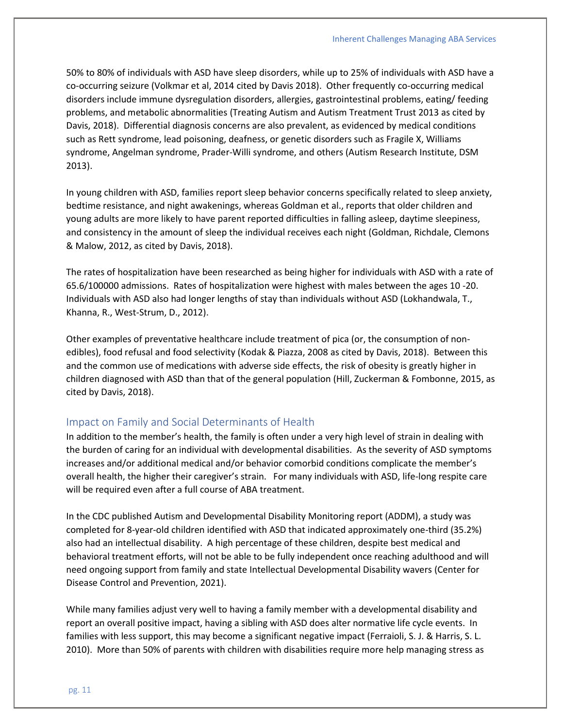50% to 80% of individuals with ASD have sleep disorders, while up to 25% of individuals with ASD have a co-occurring seizure (Volkmar et al, 2014 cited by Davis 2018). Other frequently co-occurring medical disorders include immune dysregulation disorders, allergies, gastrointestinal problems, eating/ feeding problems, and metabolic abnormalities (Treating Autism and Autism Treatment Trust 2013 as cited by Davis, 2018). Differential diagnosis concerns are also prevalent, as evidenced by medical conditions such as Rett syndrome, lead poisoning, deafness, or genetic disorders such as Fragile X, Williams syndrome, Angelman syndrome, Prader-Willi syndrome, and others (Autism Research Institute, DSM 2013).

In young children with ASD, families report sleep behavior concerns specifically related to sleep anxiety, bedtime resistance, and night awakenings, whereas Goldman et al., reports that older children and young adults are more likely to have parent reported difficulties in falling asleep, daytime sleepiness, and consistency in the amount of sleep the individual receives each night (Goldman, Richdale, Clemons & Malow, 2012, as cited by Davis, 2018).

The rates of hospitalization have been researched as being higher for individuals with ASD with a rate of 65.6/100000 admissions. Rates of hospitalization were highest with males between the ages 10 -20. Individuals with ASD also had longer lengths of stay than individuals without ASD (Lokhandwala, T., Khanna, R., West-Strum, D., 2012).

Other examples of preventative healthcare include treatment of pica (or, the consumption of non-edibles), food refusal and food selectivity (Kodak & Piazza, 2008 as cited by Davis, 2018). Between this and the common use of medications with adverse side effects, the risk of obesity is greatly higher in children diagnosed with ASD than that of the general population (Hill, Zuckerman & Fombonne, 2015, as cited by Davis, 2018).

## Impact on Family and Social Determinants of Health

In addition to the member's health, the family is often under a very high level of strain in dealing with the burden of caring for an individual with developmental disabilities. As the severity of ASD symptoms increases and/or additional medical and/or behavior comorbid conditions complicate the member's overall health, the higher their caregiver's strain. For many individuals with ASD, life-long respite care will be required even after a full course of ABA treatment.

In the CDC published Autism and Developmental Disability Monitoring report (ADDM), a study was completed for 8-year-old children identified with ASD that indicated approximately one-third (35.2%) also had an intellectual disability. A high percentage of these children, despite best medical and behavioral treatment efforts, will not be able to be fully independent once reaching adulthood and will need ongoing support from family and state Intellectual Developmental Disability wavers (Center for Disease Control and Prevention, 2021).

While many families adjust very well to having a family member with a developmental disability and report an overall positive impact, having a sibling with ASD does alter normative life cycle events. In families with less support, this may become a significant negative impact (Ferraioli, S. J. & Harris, S. L. 2010). More than 50% of parents with children with disabilities require more help managing stress as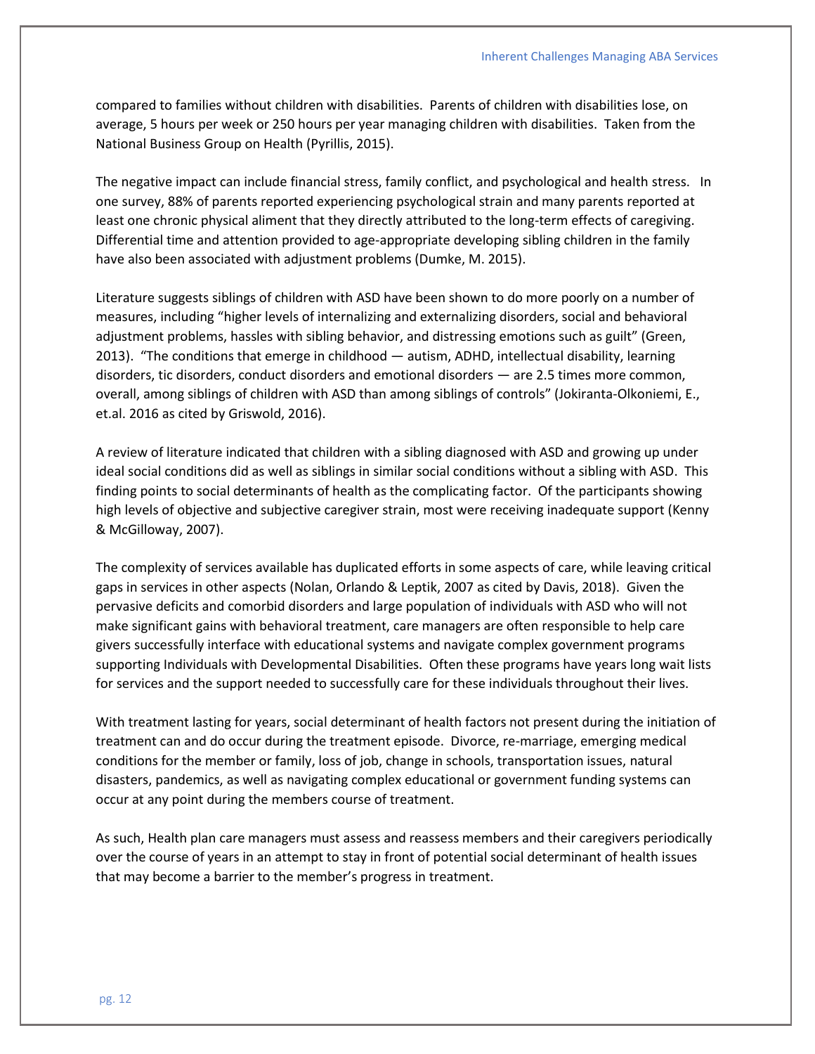compared to families without children with disabilities. Parents of children with disabilities lose, on average, 5 hours per week or 250 hours per year managing children with disabilities. Taken from the National Business Group on Health (Pyrillis, 2015).

The negative impact can include financial stress, family conflict, and psychological and health stress. In one survey, 88% of parents reported experiencing psychological strain and many parents reported at least one chronic physical aliment that they directly attributed to the long-term effects of caregiving. Differential time and attention provided to age-appropriate developing sibling children in the family have also been associated with adjustment problems (Dumke, M. 2015).

Literature suggests siblings of children with ASD have been shown to do more poorly on a number of measures, including "higher levels of internalizing and externalizing disorders, social and behavioral adjustment problems, hassles with sibling behavior, and distressing emotions such as guilt" (Green, 2013). "The conditions that emerge in childhood — autism, ADHD, intellectual disability, learning disorders, tic disorders, conduct disorders and emotional disorders — are 2.5 times more common, overall, among siblings of children with ASD than among siblings of controls" (Jokiranta-Olkoniemi, E., et.al. 2016 as cited by Griswold, 2016).

A review of literature indicated that children with a sibling diagnosed with ASD and growing up under ideal social conditions did as well as siblings in similar social conditions without a sibling with ASD. This finding points to social determinants of health as the complicating factor. Of the participants showing high levels of objective and subjective caregiver strain, most were receiving inadequate support (Kenny & McGilloway, 2007).

The complexity of services available has duplicated efforts in some aspects of care, while leaving critical gaps in services in other aspects (Nolan, Orlando & Leptik, 2007 as cited by Davis, 2018). Given the pervasive deficits and comorbid disorders and large population of individuals with ASD who will not make significant gains with behavioral treatment, care managers are often responsible to help care givers successfully interface with educational systems and navigate complex government programs supporting Individuals with Developmental Disabilities. Often these programs have years long wait lists for services and the support needed to successfully care for these individuals throughout their lives.

With treatment lasting for years, social determinant of health factors not present during the initiation of treatment can and do occur during the treatment episode. Divorce, re-marriage, emerging medical conditions for the member or family, loss of job, change in schools, transportation issues, natural disasters, pandemics, as well as navigating complex educational or government funding systems can occur at any point during the members course of treatment.

As such, Health plan care managers must assess and reassess members and their caregivers periodically over the course of years in an attempt to stay in front of potential social determinant of health issues that may become a barrier to the member's progress in treatment.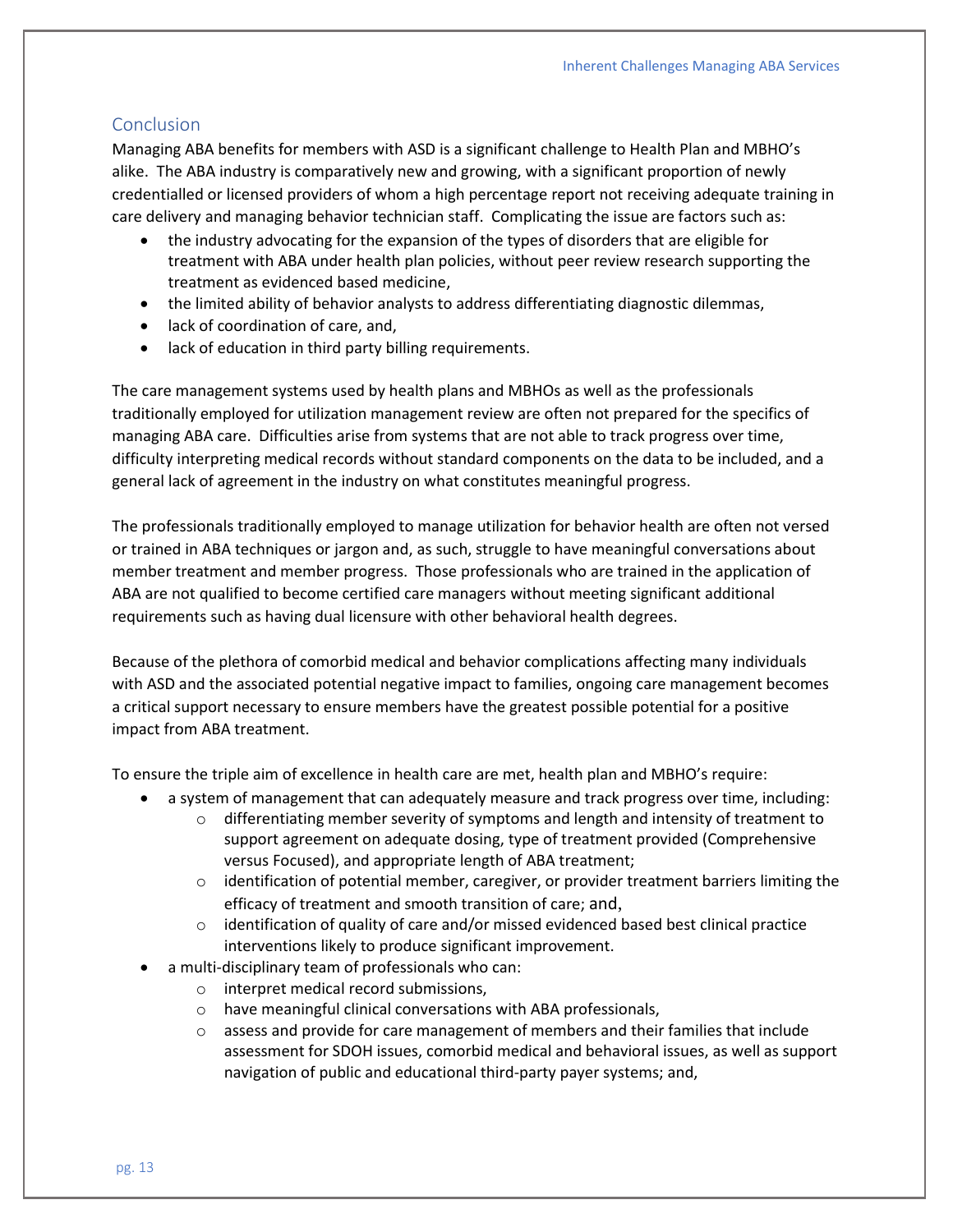## Conclusion

Managing ABA benefits for members with ASD is a significant challenge to Health Plan and MBHO's alike. The ABA industry is comparatively new and growing, with a significant proportion of newly credentialled or licensed providers of whom a high percentage report not receiving adequate training in care delivery and managing behavior technician staff. Complicating the issue are factors such as:

- the industry advocating for the expansion of the types of disorders that are eligible for treatment with ABA under health plan policies, without peer review research supporting the treatment as evidenced based medicine,
- the limited ability of behavior analysts to address differentiating diagnostic dilemmas,
- lack of coordination of care, and,
- lack of education in third party billing requirements.

The care management systems used by health plans and MBHOs as well as the professionals traditionally employed for utilization management review are often not prepared for the specifics of managing ABA care. Difficulties arise from systems that are not able to track progress over time, difficulty interpreting medical records without standard components on the data to be included, and a general lack of agreement in the industry on what constitutes meaningful progress.

The professionals traditionally employed to manage utilization for behavior health are often not versed or trained in ABA techniques or jargon and, as such, struggle to have meaningful conversations about member treatment and member progress. Those professionals who are trained in the application of ABA are not qualified to become certified care managers without meeting significant additional requirements such as having dual licensure with other behavioral health degrees.

Because of the plethora of comorbid medical and behavior complications affecting many individuals with ASD and the associated potential negative impact to families, ongoing care management becomes a critical support necessary to ensure members have the greatest possible potential for a positive impact from ABA treatment.

To ensure the triple aim of excellence in health care are met, health plan and MBHO's require:

- a system of management that can adequately measure and track progress over time, including:
  - differentiating member severity of symptoms and length and intensity of treatment to support agreement on adequate dosing, type of treatment provided (Comprehensive versus Focused), and appropriate length of ABA treatment;
  - identification of potential member, caregiver, or provider treatment barriers limiting the efficacy of treatment and smooth transition of care; and,
  - identification of quality of care and/or missed evidenced based best clinical practice interventions likely to produce significant improvement.
- a multi-disciplinary team of professionals who can:
  - interpret medical record submissions,
  - have meaningful clinical conversations with ABA professionals,
  - assess and provide for care management of members and their families that include assessment for SDOH issues, comorbid medical and behavioral issues, as well as support navigation of public and educational third-party payer systems; and,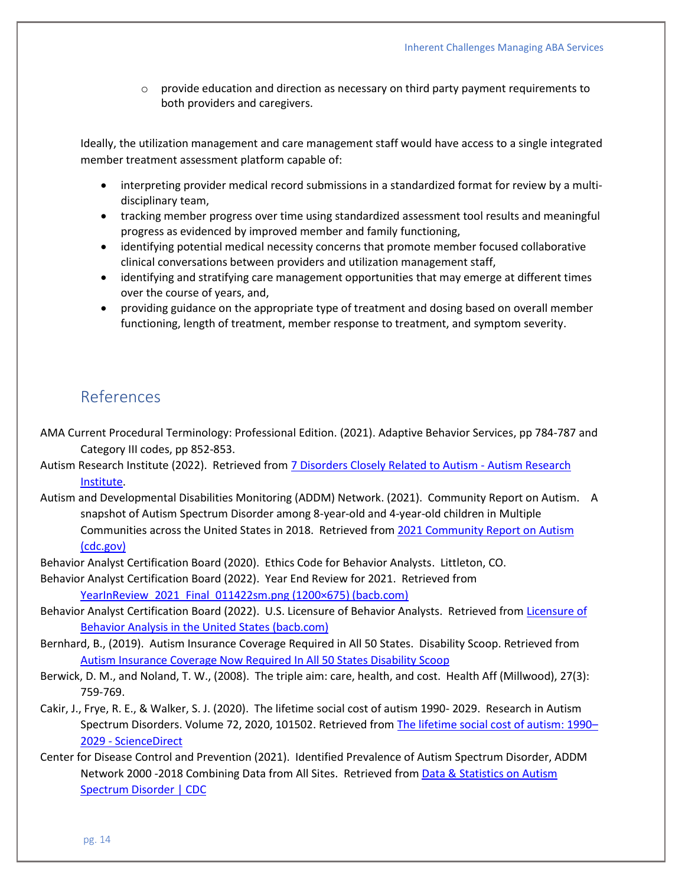- provide education and direction as necessary on third party payment requirements to both providers and caregivers.

Ideally, the utilization management and care management staff would have access to a single integrated member treatment assessment platform capable of:

- interpreting provider medical record submissions in a standardized format for review by a multi-disciplinary team,
- tracking member progress over time using standardized assessment tool results and meaningful progress as evidenced by improved member and family functioning,
- identifying potential medical necessity concerns that promote member focused collaborative clinical conversations between providers and utilization management staff,
- identifying and stratifying care management opportunities that may emerge at different times over the course of years, and,
- providing guidance on the appropriate type of treatment and dosing based on overall member functioning, length of treatment, member response to treatment, and symptom severity.

## References

AMA Current Procedural Terminology: Professional Edition. (2021). Adaptive Behavior Services, pp 784-787 and Category III codes, pp 852-853.

Autism Research Institute (2022). Retrieved from 7 Disorders Closely Related to Autism - Autism Research Institute.

Autism and Developmental Disabilities Monitoring (ADDM) Network. (2021). Community Report on Autism. A snapshot of Autism Spectrum Disorder among 8-year-old and 4-year-old children in Multiple Communities across the United States in 2018. Retrieved from 2021 Community Report on Autism (cdc.gov)

Behavior Analyst Certification Board (2020). Ethics Code for Behavior Analysts. Littleton, CO.

Behavior Analyst Certification Board (2022). Year End Review for 2021. Retrieved from YearInReview_2021_Final_011422sm.png (1200×675) (bacb.com)

Behavior Analyst Certification Board (2022). U.S. Licensure of Behavior Analysts. Retrieved from Licensure of Behavior Analysis in the United States (bacb.com)

Bernhard, B., (2019). Autism Insurance Coverage Required in All 50 States. Disability Scoop. Retrieved from Autism Insurance Coverage Now Required In All 50 States Disability Scoop

Berwick, D. M., and Noland, T. W., (2008). The triple aim: care, health, and cost. Health Aff (Millwood), 27(3): 759-769.

Cakir, J., Frye, R. E., & Walker, S. J. (2020). The lifetime social cost of autism 1990- 2029. Research in Autism Spectrum Disorders. Volume 72, 2020, 101502. Retrieved from The lifetime social cost of autism: 1990–2029 - ScienceDirect

Center for Disease Control and Prevention (2021). Identified Prevalence of Autism Spectrum Disorder, ADDM Network 2000 -2018 Combining Data from All Sites. Retrieved from Data & Statistics on Autism Spectrum Disorder | CDC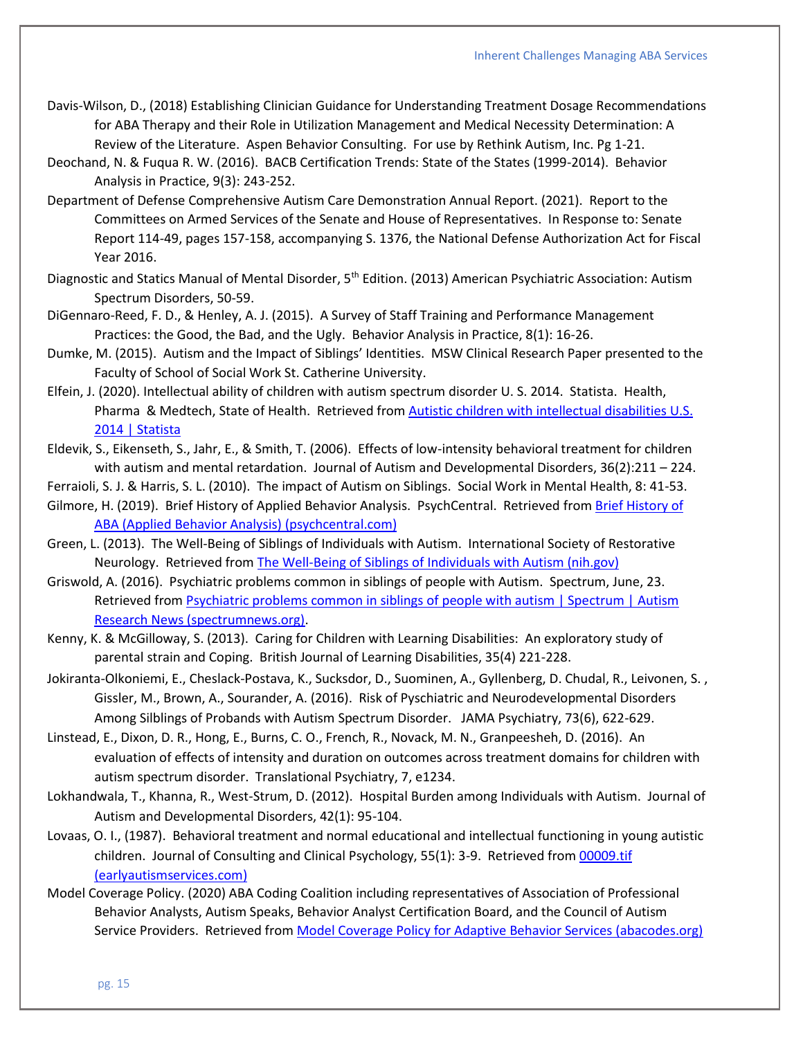Davis-Wilson, D., (2018) Establishing Clinician Guidance for Understanding Treatment Dosage Recommendations for ABA Therapy and their Role in Utilization Management and Medical Necessity Determination: A Review of the Literature. Aspen Behavior Consulting. For use by Rethink Autism, Inc. Pg 1-21.

Deochand, N. & Fuqua R. W. (2016). BACB Certification Trends: State of the States (1999-2014). Behavior Analysis in Practice, 9(3): 243-252.

Department of Defense Comprehensive Autism Care Demonstration Annual Report. (2021). Report to the Committees on Armed Services of the Senate and House of Representatives. In Response to: Senate Report 114-49, pages 157-158, accompanying S. 1376, the National Defense Authorization Act for Fiscal Year 2016.

Diagnostic and Statics Manual of Mental Disorder, 5th Edition. (2013) American Psychiatric Association: Autism Spectrum Disorders, 50-59.

DiGennaro-Reed, F. D., & Henley, A. J. (2015). A Survey of Staff Training and Performance Management Practices: the Good, the Bad, and the Ugly. Behavior Analysis in Practice, 8(1): 16-26.

Dumke, M. (2015). Autism and the Impact of Siblings' Identities. MSW Clinical Research Paper presented to the Faculty of School of Social Work St. Catherine University.

Elfein, J. (2020). Intellectual ability of children with autism spectrum disorder U. S. 2014. Statista. Health, Pharma & Medtech, State of Health. Retrieved from [Autistic children with intellectual disabilities U.S. 2014 | Statista]

Eldevik, S., Eikenseth, S., Jahr, E., & Smith, T. (2006). Effects of low-intensity behavioral treatment for children with autism and mental retardation. Journal of Autism and Developmental Disorders, 36(2):211 – 224.

Ferraioli, S. J. & Harris, S. L. (2010). The impact of Autism on Siblings. Social Work in Mental Health, 8: 41-53.

Gilmore, H. (2019). Brief History of Applied Behavior Analysis. PsychCentral. Retrieved from [Brief History of ABA (Applied Behavior Analysis) (psychcentral.com)]

Green, L. (2013). The Well-Being of Siblings of Individuals with Autism. International Society of Restorative Neurology. Retrieved from [The Well-Being of Siblings of Individuals with Autism (nih.gov)]

Griswold, A. (2016). Psychiatric problems common in siblings of people with Autism. Spectrum, June, 23. Retrieved from [Psychiatric problems common in siblings of people with autism | Spectrum | Autism Research News (spectrumnews.org)].

Kenny, K. & McGilloway, S. (2013). Caring for Children with Learning Disabilities: An exploratory study of parental strain and Coping. British Journal of Learning Disabilities, 35(4) 221-228.

Jokiranta-Olkoniemi, E., Cheslack-Postava, K., Sucksdor, D., Suominen, A., Gyllenberg, D. Chudal, R., Leivonen, S. , Gissler, M., Brown, A., Sourander, A. (2016). Risk of Pyschiatric and Neurodevelopmental Disorders Among Silblings of Probands with Autism Spectrum Disorder. JAMA Psychiatry, 73(6), 622-629.

Linstead, E., Dixon, D. R., Hong, E., Burns, C. O., French, R., Novack, M. N., Granpeesheh, D. (2016). An evaluation of effects of intensity and duration on outcomes across treatment domains for children with autism spectrum disorder. Translational Psychiatry, 7, e1234.

Lokhandwala, T., Khanna, R., West-Strum, D. (2012). Hospital Burden among Individuals with Autism. Journal of Autism and Developmental Disorders, 42(1): 95-104.

Lovaas, O. I., (1987). Behavioral treatment and normal educational and intellectual functioning in young autistic children. Journal of Consulting and Clinical Psychology, 55(1): 3-9. Retrieved from [00009.tif (earlyautismservices.com)]

Model Coverage Policy. (2020) ABA Coding Coalition including representatives of Association of Professional Behavior Analysts, Autism Speaks, Behavior Analyst Certification Board, and the Council of Autism Service Providers. Retrieved from [Model Coverage Policy for Adaptive Behavior Services (abacodes.org)]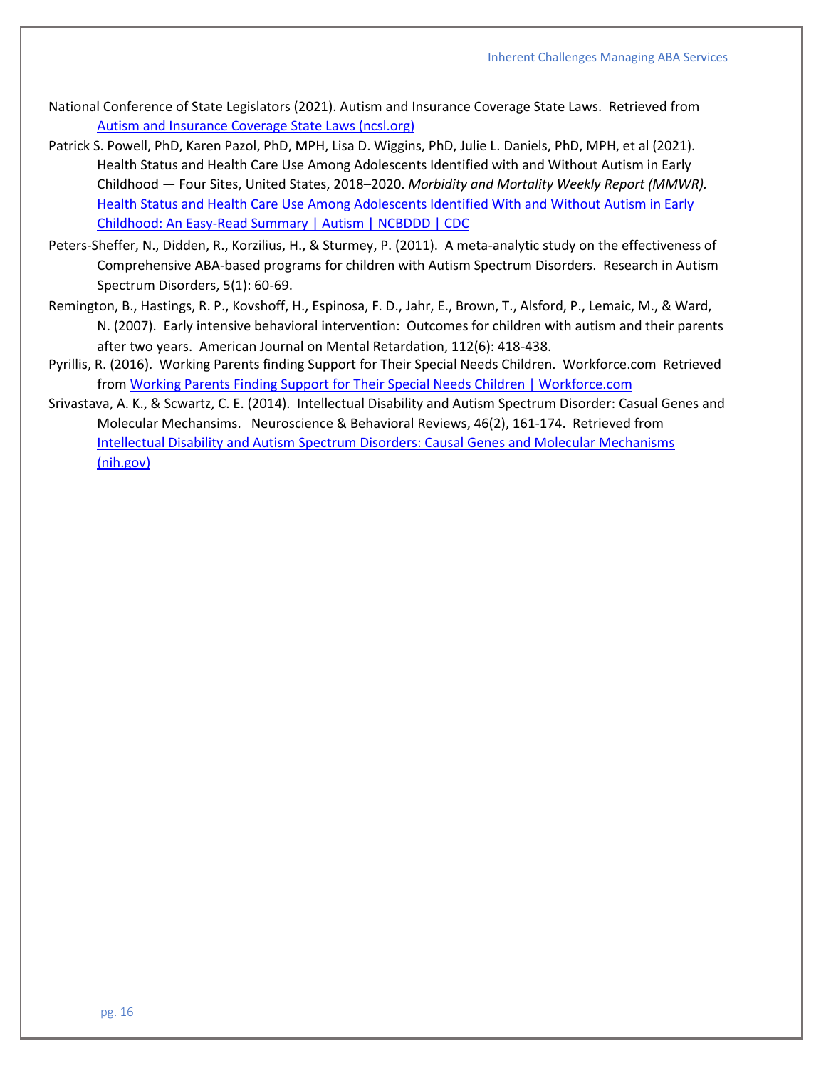National Conference of State Legislators (2021). Autism and Insurance Coverage State Laws. Retrieved from [Autism and Insurance Coverage State Laws (ncsl.org)]

Patrick S. Powell, PhD, Karen Pazol, PhD, MPH, Lisa D. Wiggins, PhD, Julie L. Daniels, PhD, MPH, et al (2021). Health Status and Health Care Use Among Adolescents Identified with and Without Autism in Early Childhood — Four Sites, United States, 2018–2020. *Morbidity and Mortality Weekly Report (MMWR).* [Health Status and Health Care Use Among Adolescents Identified With and Without Autism in Early Childhood: An Easy-Read Summary | Autism | NCBDDD | CDC]

Peters-Sheffer, N., Didden, R., Korzilius, H., & Sturmey, P. (2011). A meta-analytic study on the effectiveness of Comprehensive ABA-based programs for children with Autism Spectrum Disorders. Research in Autism Spectrum Disorders, 5(1): 60-69.

Remington, B., Hastings, R. P., Kovshoff, H., Espinosa, F. D., Jahr, E., Brown, T., Alsford, P., Lemaic, M., & Ward, N. (2007). Early intensive behavioral intervention: Outcomes for children with autism and their parents after two years. American Journal on Mental Retardation, 112(6): 418-438.

Pyrillis, R. (2016). Working Parents finding Support for Their Special Needs Children. Workforce.com Retrieved from [Working Parents Finding Support for Their Special Needs Children | Workforce.com]

Srivastava, A. K., & Scwartz, C. E. (2014). Intellectual Disability and Autism Spectrum Disorder: Casual Genes and Molecular Mechansims. Neuroscience & Behavioral Reviews, 46(2), 161-174. Retrieved from [Intellectual Disability and Autism Spectrum Disorders: Causal Genes and Molecular Mechanisms (nih.gov)]